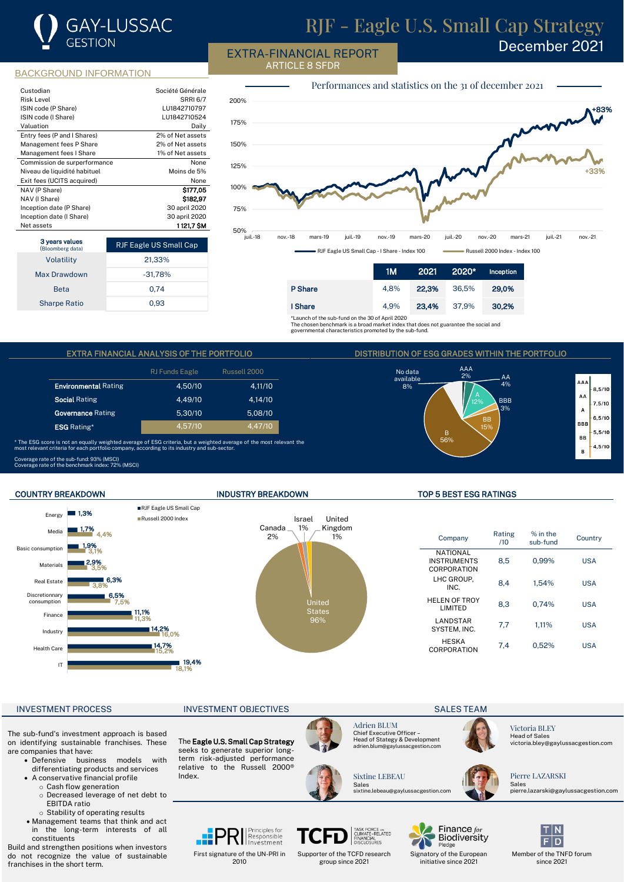# GAY-LUSSAC GESTION

# RJF - Eagle U.S. Small Cap Strategy

December 2021

## EXTRA-FINANCIAL REPORT
ARTICLE 8 SFDR

## BACKGROUND INFORMATION

| | |
|---|---|
| Custodian | Société Générale |
| Risk Level | SRRI 6/7 |
| ISIN code (P Share) | LU1842710797 |
| ISIN code (I Share) | LU1842710524 |
| Valuation | Daily |
| Entry fees (P and I Shares) | 2% of Net assets |
| Management fees P Share | 2% of Net assets |
| Management fees I Share | 1% of Net assets |
| Commission de surperformance | None |
| Niveau de liquidité habituel | Moins de 5% |
| Exit fees (UCITS acquired) | None |
| NAV (P Share) | $177,05 |
| NAV (I Share) | $182,97 |
| Inception date (P Share) | 30 april 2020 |
| Inception date (I Share) | 30 april 2020 |
| Net assets | 1 121,7 $M |

| 3 years values (Bloomberg data) | RJF Eagle US Small Cap |
|---|---|
| Volatility | 21,33% |
| Max Drawdown | -31,78% |
| Beta | 0,74 |
| Sharpe Ratio | 0,93 |

### Performances and statistics on the 31 of december 2021

RJF Eagle US Small Cap - I Share - Index 100: +83%
Russell 2000 Index - Index 100: +33%

| | 1M | 2021 | 2020* | Inception |
|---|---|---|---|---|
| P Share | 4,8% | 22,3% | 36,5% | 29,0% |
| I Share | 4,9% | 23,4% | 37,9% | 30,2% |

*Launch of the sub-fund on the 30 of April 2020
The chosen benchmark is a broad market index that does not guarantee the social and governmental characteristics promoted by the sub-fund.

## EXTRA FINANCIAL ANALYSIS OF THE PORTFOLIO

| | RJ Funds Eagle | Russell 2000 |
|---|---|---|
| **Environmental** Rating | 4,50/10 | 4,11/10 |
| **Social** Rating | 4,49/10 | 4,14/10 |
| **Governance** Rating | 5,30/10 | 5,08/10 |
| **ESG** Rating* | 4,57/10 | 4,47/10 |

* The ESG score is not an equally weighted average of ESG criteria, but a weighted average of the most relevant the most relevant criteria for each portfolio company, according to its industry and sub-sector.

Coverage rate of the sub-fund: 93% (MSCI)
Coverage rate of the benchmark index: 72% (MSCI)

## DISTRIBUTION OF ESG GRADES WITHIN THE PORTFOLIO

| Grade | Weight |
|---|---|
| AAA | 2% |
| AA | 4% |
| A | 12% |
| BBB | 3% |
| BB | 15% |
| B | 56% |
| No data available | 8% |

Scale: AAA – 8,5/10 – AA – 7,5/10 – A – 6,5/10 – BBB – 5,5/10 – BB – 4,5/10 – B

## COUNTRY BREAKDOWN

| | RJF Eagle US Small Cap | Russell 2000 Index |
|---|---|---|
| Energy | 1,3% | |
| Media | 1,7% | 4,4% |
| Basic consumption | 1,9% | 3,1% |
| Materials | 2,9% | 3,5% |
| Real Estate | 6,3% | 3,8% |
| Discretionary consumption | 6,5% | 7,5% |
| Finance | 11,1% | 11,3% |
| Industry | 14,2% | 16,0% |
| Health Care | 14,7% | 15,2% |
| IT | 19,4% | 18,1% |

## INDUSTRY BREAKDOWN

| Country | Weight |
|---|---|
| United States | 96% |
| Canada | 2% |
| Israel | 1% |
| United Kingdom | 1% |

## TOP 5 BEST ESG RATINGS

| Company | Rating /10 | % in the sub-fund | Country |
|---|---|---|---|
| NATIONAL INSTRUMENTS CORPORATION | 8,5 | 0,99% | USA |
| LHC GROUP, INC. | 8,4 | 1,54% | USA |
| HELEN OF TROY LIMITED | 8,3 | 0,74% | USA |
| LANDSTAR SYSTEM, INC. | 7,7 | 1,11% | USA |
| HESKA CORPORATION | 7,4 | 0,52% | USA |

## INVESTMENT PROCESS

The sub-fund's investment approach is based on identifying sustainable franchises. These are companies that have:

- Defensive business models with differentiating products and services
- A conservative financial profile
  - Cash flow generation
  - Decreased leverage of net debt to EBITDA ratio
  - Stability of operating results
- Management teams that think and act in the long-term interests of all constituents

Build and strengthen positions when investors do not recognize the value of sustainable franchises in the short term.

## INVESTMENT OBJECTIVES

The **Eagle U.S. Small Cap Strategy** seeks to generate superior long-term risk-adjusted performance relative to the Russell 2000® Index.

## SALES TEAM

**Adrien BLUM**
Chief Executive Officer – Head of Stategy & Development
adrien.blum@gaylussacgestion.com

**Victoria BLEY**
Head of Sales
victoria.bley@gaylussacgestion.com

**Sixtine LEBEAU**
Sales
sixtine.lebeau@gaylussacgestion.com

**Pierre LAZARSKI**
Sales
pierre.lazarski@gaylussacgestion.com

PRI – Principles for Responsible Investment: First signature of the UN-PRI in 2010

TCFD – Task Force on Climate-Related Financial Disclosures: Supporter of the TCFD research group since 2021

Finance for Biodiversity Pledge: Signatory of the European initiative since 2021

TNFD: Member of the TNFD forum since 2021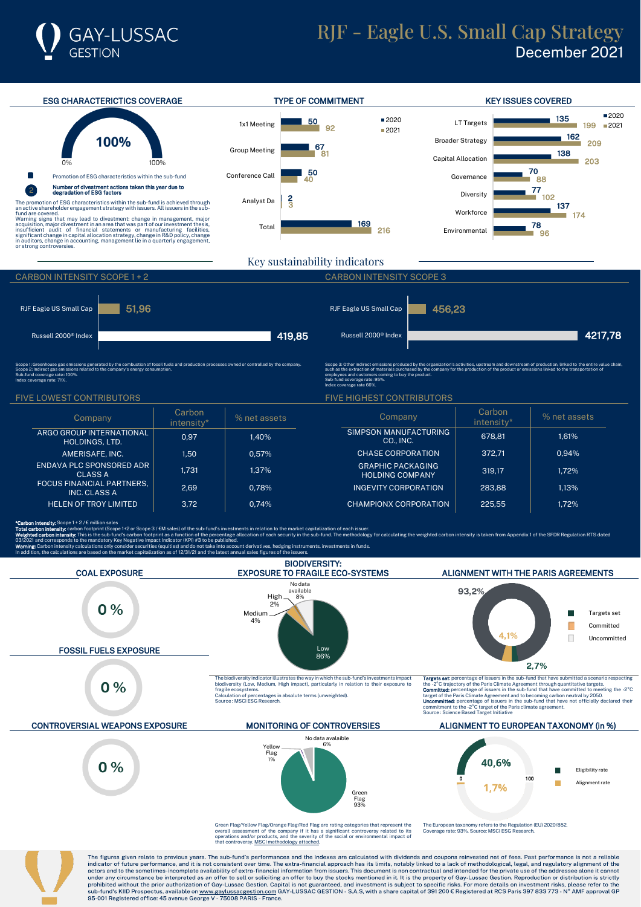# RJF - Eagle U.S. Small Cap Strategy

December 2021

## ESG CHARACTERICTICS COVERAGE

100%

0%
100%

Promotion of ESG characteristics within the sub-fund

2 Number of divestment actions taken this year due to degradation of ESG factors

The promotion of ESG characteristics within the sub-fund is achieved through an active shareholder engagement strategy with issuers. All issuers in the sub-fund are covered.
Warning signs that may lead to divestment: change in management, major acquisition, major divestment in an area that was part of our investment thesis, insufficient audit of financial statements or manufacturing facilities, significant change in capital allocation strategy, change in R&D policy, change in auditors, change in accounting, management lie in a quarterly engagement, or strong controversies.

## TYPE OF COMMITMENT

2020
2021

1x1 Meeting 50 92
Group Meeting 67 81
Conference Call 50 40
Analyst Da 2 3
Total 169 216

## KEY ISSUES COVERED

2020
2021

LT Targets 135 199
Broader Strategy 162 209
Capital Allocation 138 203
Governance 70 88
Diversity 77 102
Workforce 137 174
Environmental 78 96

## Key sustainability indicators

### CARBON INTENSITY SCOPE 1 + 2

RJF Eagle US Small Cap 51,96
Russell 2000® Index 419,85

Scope 1: Greenhouse gas emissions generated by the combustion of fossil fuels and production processes owned or controlled by the company.
Scope 2: Indirect gas emissions related to the company's energy consumption.
Sub-fund coverage rate: 100%.
Index coverage rate: 71%.

### CARBON INTENSITY SCOPE 3

RJF Eagle US Small Cap 456,23
Russell 2000® Index 4217,78

Scope 3: Other indirect emissions produced by the organization's activities, upstream and downstream of production, linked to the entire value chain, such as the extraction of materials purchased by the company for the production of the product or emissions linked to the transportation of employees and customers coming to buy the product.
Sub-fund coverage rate: 95%.
Index coverage rate 66%.

### FIVE LOWEST CONTRIBUTORS

| Company | Carbon intensity* | % net assets |
|---|---|---|
| ARGO GROUP INTERNATIONAL HOLDINGS, LTD. | 0,97 | 1,40% |
| AMERISAFE, INC. | 1,50 | 0,57% |
| ENDAVA PLC SPONSORED ADR CLASS A | 1,731 | 1,37% |
| FOCUS FINANCIAL PARTNERS, INC. CLASS A | 2,69 | 0,78% |
| HELEN OF TROY LIMITED | 3,72 | 0,74% |

### FIVE HIGHEST CONTRIBUTORS

| Company | Carbon intensity* | % net assets |
|---|---|---|
| SIMPSON MANUFACTURING CO., INC. | 678,81 | 1,61% |
| CHASE CORPORATION | 372,71 | 0,94% |
| GRAPHIC PACKAGING HOLDING COMPANY | 319,17 | 1,72% |
| INGEVITY CORPORATION | 283,88 | 1,13% |
| CHAMPIONX CORPORATION | 225,55 | 1,72% |

***Carbon intensity:** Scope 1 + 2 / € million sales
**Total carbon intensity:** carbon footprint (Scope 1+2 or Scope 3 / €M sales) of the sub-fund's investments in relation to the market capitalization of each issuer.
**Weighted carbon intensity:** This is the sub-fund's carbon footprint as a function of the percentage allocation of each security in the sub-fund. The methodology for calculating the weighted carbon intensity is taken from Appendix 1 of the SFDR Regulation RTS dated 03/2021 and corresponds to the mandatory Key Negative Impact Indicator (KPI) #3 to be published.
**Warning:** Carbon intensity calculations only consider securities (equities) and do not take into account derivatives, hedging instruments, investments in funds.
In addition, the calculations are based on the market capitalization as of 12/31/21 and the latest annual sales figures of the issuers.

## COAL EXPOSURE

0 %

## FOSSIL FUELS EXPOSURE

0 %

## CONTROVERSIAL WEAPONS EXPOSURE

0 %

## BIODIVERSITY: EXPOSURE TO FRAGILE ECO-SYSTEMS

No data available 8%
High 2%
Medium 4%
Low 86%

The biodiversity indicator illustrates the way in which the sub-fund's investments impact biodiversity (Low, Medium, High impact), particularly in relation to their exposure to fragile ecosystems.
Calculation of percentages in absolute terms (unweighted).
Source : MSCI ESG Research.

## ALIGNMENT WITH THE PARIS AGREEMENTS

93,2%
4,1%
2,7%

Targets set
Committed
Uncommitted

**Targets set:** percentage of issuers in the sub-fund that have submitted a scenario respecting the -2°C trajectory of the Paris Climate Agreement through quantitative targets.
**Committed:** percentage of issuers in the sub-fund that have committed to meeting the -2°C target of the Paris Climate Agreement and to becoming carbon neutral by 2050.
**Uncommitted:** percentage of issuers in the sub-fund that have not officially declared their commitment to the -2°C target of the Paris climate agreement.
Source : Science Based Target Initiative

## MONITORING OF CONTROVERSIES

No data avalaible 6%
Yellow Flag 1%
Green Flag 93%

Green Flag/Yellow Flag/Orange Flag/Red Flag are rating categories that represent the overall assessment of the company if it has a significant controversy related to its operations and/or products, and the severity of the social or environmental impact of that controversy. MSCI methodology attached.

## ALIGNMENT TO EUROPEAN TAXONOMY (in %)

40,6%
1,7%
0
100

Eligibility rate
Alignment rate

The European taxonomy refers to the Regulation (EU) 2020/852.
Coverage rate: 93%. Source: MSCI ESG Research.

The figures given relate to previous years. The sub-fund's performances and the indexes are calculated with dividends and coupons reinvested net of fees. Past performance is not a reliable indicator of future performance, and it is not consistent over time. The extra-financial approach has its limits, notably linked to a lack of methodological, legal, and regulatory alignment of the actors and to the sometimes-incomplete availability of extra-financial information from issuers. This document is non contractual and intended for the private use of the addressee alone it cannot under any circumstance be interpreted as an offer to sell or soliciting an offer to buy the stocks mentioned in it. It is the property of Gay-Lussac Gestion. Reproduction or distribution is strictly prohibited without the prior authorization of Gay-Lussac Gestion. Capital is not guaranteed, and investment is subject to specific risks. For more details on investment risks, please refer to the sub-fund's KIID Prospectus, available on www.gaylussacgestion.com GAY-LUSSAC GESTION - S.A.S, with a share capital of 391 200 € Registered at RCS Paris 397 833 773 - N° AMF approval GP 95-001 Registered office: 45 avenue George V - 75008 PARIS - France.